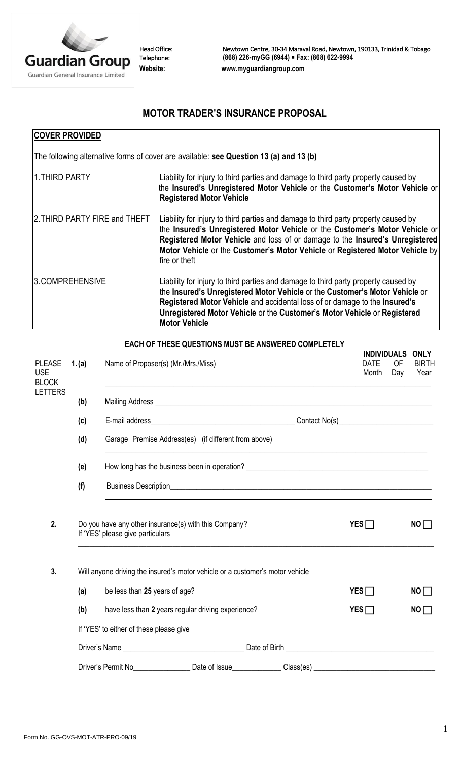Guardian Group

Guardian General Insurance Limited

Head Office: Newtown Centre, 30-34 Maraval Road, Newtown, 190133, Trinidad & Tobago
Telephone: (868) 226-myGG (6944) ▪ Fax: (868) 622-9994
Website: www.myguardiangroup.com

# MOTOR TRADER'S INSURANCE PROPOSAL

| **COVER PROVIDED** | |
|---|---|
| The following alternative forms of cover are available: **see Question 13 (a) and 13 (b)** | |
| 1. THIRD PARTY | Liability for injury to third parties and damage to third party property caused by the **Insured's Unregistered Motor Vehicle** or the **Customer's Motor Vehicle** or **Registered Motor Vehicle** |
| 2. THIRD PARTY FIRE and THEFT | Liability for injury to third parties and damage to third party property caused by the **Insured's Unregistered Motor Vehicle** or the **Customer's Motor Vehicle** or **Registered Motor Vehicle** and loss of or damage to the **Insured's Unregistered Motor Vehicle** or the **Customer's Motor Vehicle** or **Registered Motor Vehicle** by fire or theft |
| 3. COMPREHENSIVE | Liability for injury to third parties and damage to third party property caused by the **Insured's Unregistered Motor Vehicle** or the **Customer's Motor Vehicle** or **Registered Motor Vehicle** and accidental loss of or damage to the **Insured's Unregistered Motor Vehicle** or the **Customer's Motor Vehicle** or **Registered Motor Vehicle** |

**EACH OF THESE QUESTIONS MUST BE ANSWERED COMPLETELY**

PLEASE USE BLOCK LETTERS

**1. (a)** Name of Proposer(s) (Mr./Mrs./Miss) ______________________

**INDIVIDUALS ONLY** DATE OF BIRTH: Month ____ Day ____ Year ____

**(b)** Mailing Address ______________________

**(c)** E-mail address ______________________ Contact No(s) ______________________

**(d)** Garage Premise Address(es) (if different from above) ______________________

**(e)** How long has the business been in operation? ______________________

**(f)** Business Description ______________________

**2.** Do you have any other insurance(s) with this Company? **YES** ☐ **NO** ☐

If 'YES' please give particulars ______________________

**3.** Will anyone driving the insured's motor vehicle or a customer's motor vehicle

**(a)** be less than **25** years of age? **YES** ☐ **NO** ☐

**(b)** have less than **2** years regular driving experience? **YES** ☐ **NO** ☐

If 'YES' to either of these please give

Driver's Name ______________________ Date of Birth ______________________

Driver's Permit No ____________ Date of Issue ____________ Class(es) ______________________

Form No. GG-OVS-MOT-ATR-PRO-09/19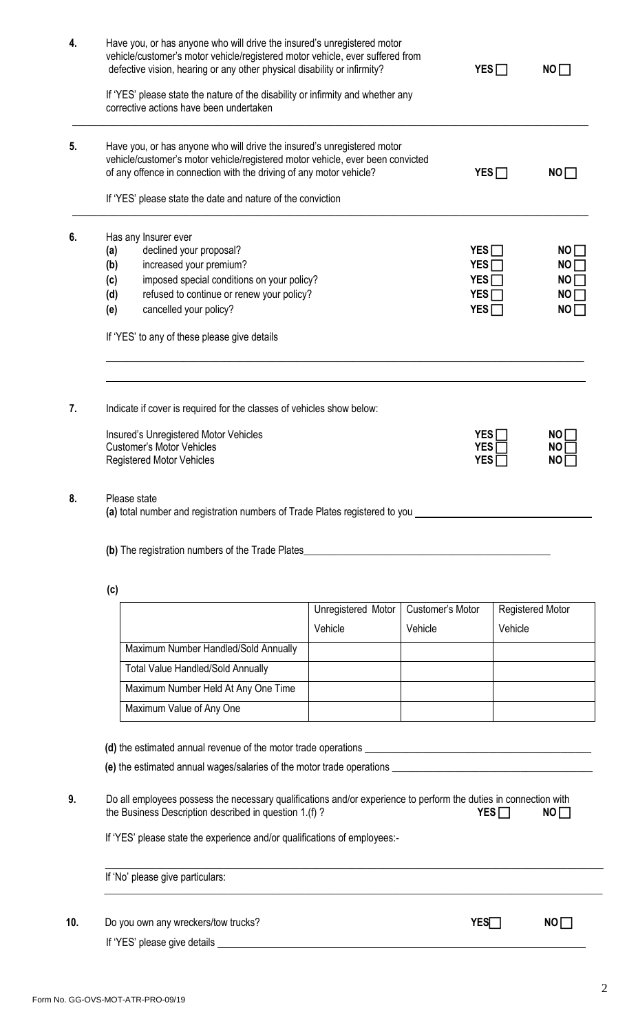**4.** Have you, or has anyone who will drive the insured's unregistered motor vehicle/customer's motor vehicle/registered motor vehicle, ever suffered from defective vision, hearing or any other physical disability or infirmity? **YES** ☐ **NO** ☐

If 'YES' please state the nature of the disability or infirmity and whether any corrective actions have been undertaken

---

**5.** Have you, or has anyone who will drive the insured's unregistered motor vehicle/customer's motor vehicle/registered motor vehicle, ever been convicted of any offence in connection with the driving of any motor vehicle? **YES** ☐ **NO** ☐

If 'YES' please state the date and nature of the conviction

---

**6.** Has any Insurer ever

| | | | |
|---|---|---|---|
| **(a)** | declined your proposal? | **YES** ☐ | **NO** ☐ |
| **(b)** | increased your premium? | **YES** ☐ | **NO** ☐ |
| **(c)** | imposed special conditions on your policy? | **YES** ☐ | **NO** ☐ |
| **(d)** | refused to continue or renew your policy? | **YES** ☐ | **NO** ☐ |
| **(e)** | cancelled your policy? | **YES** ☐ | **NO** ☐ |

If 'YES' to any of these please give details

______________________________________________

______________________________________________

**7.** Indicate if cover is required for the classes of vehicles show below:

| | | |
|---|---|---|
| Insured's Unregistered Motor Vehicles | **YES** ☐ | **NO** ☐ |
| Customer's Motor Vehicles | **YES** ☐ | **NO** ☐ |
| Registered Motor Vehicles | **YES** ☐ | **NO** ☐ |

**8.** Please state

**(a)** total number and registration numbers of Trade Plates registered to you ______________________

**(b)** The registration numbers of the Trade Plates______________________

**(c)**

| | Unregistered Motor Vehicle | Customer's Motor Vehicle | Registered Motor Vehicle |
|---|---|---|---|
| Maximum Number Handled/Sold Annually | | | |
| Total Value Handled/Sold Annually | | | |
| Maximum Number Held At Any One Time | | | |
| Maximum Value of Any One | | | |

**(d)** the estimated annual revenue of the motor trade operations ______________________

**(e)** the estimated annual wages/salaries of the motor trade operations ______________________

**9.** Do all employees possess the necessary qualifications and/or experience to perform the duties in connection with the Business Description described in question 1.(f) ? **YES** ☐ **NO** ☐

If 'YES' please state the experience and/or qualifications of employees:-

______________________________________________

If 'No' please give particulars:

______________________________________________

**10.** Do you own any wreckers/tow trucks? **YES** ☐ **NO** ☐

If 'YES' please give details ______________________

Form No. GG-OVS-MOT-ATR-PRO-09/19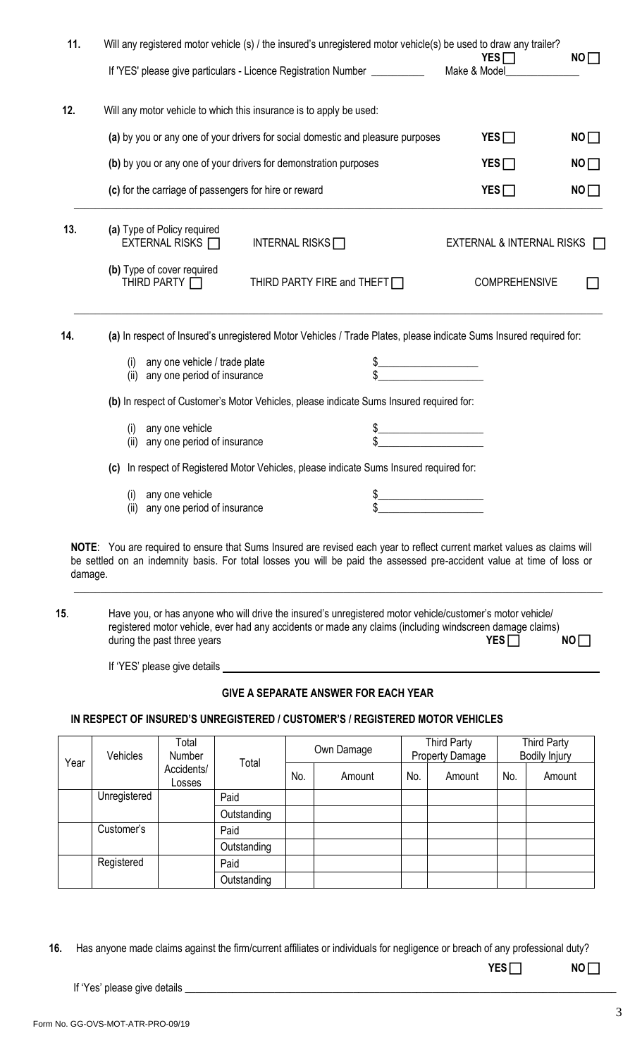**11.** Will any registered motor vehicle (s) / the insured's unregistered motor vehicle(s) be used to draw any trailer? YES ☐ NO ☐

If 'YES' please give particulars - Licence Registration Number __________ Make & Model______________

**12.** Will any motor vehicle to which this insurance is to apply be used:

**(a)** by you or any one of your drivers for social domestic and pleasure purposes YES ☐ NO ☐

**(b)** by you or any one of your drivers for demonstration purposes YES ☐ NO ☐

**(c)** for the carriage of passengers for hire or reward YES ☐ NO ☐

**13.** **(a)** Type of Policy required

EXTERNAL RISKS ☐ INTERNAL RISKS ☐ EXTERNAL & INTERNAL RISKS ☐

**(b)** Type of cover required

THIRD PARTY ☐ THIRD PARTY FIRE and THEFT ☐ COMPREHENSIVE ☐

**14.** **(a)** In respect of Insured's unregistered Motor Vehicles / Trade Plates, please indicate Sums Insured required for:

(i) any one vehicle / trade plate $__________________

(ii) any one period of insurance $__________________

**(b)** In respect of Customer's Motor Vehicles, please indicate Sums Insured required for:

(i) any one vehicle $__________________

(ii) any one period of insurance $__________________

**(c)** In respect of Registered Motor Vehicles, please indicate Sums Insured required for:

(i) any one vehicle $__________________

(ii) any one period of insurance $__________________

**NOTE**: You are required to ensure that Sums Insured are revised each year to reflect current market values as claims will be settled on an indemnity basis. For total losses you will be paid the assessed pre-accident value at time of loss or damage.

**15**. Have you, or has anyone who will drive the insured's unregistered motor vehicle/customer's motor vehicle/ registered motor vehicle, ever had any accidents or made any claims (including windscreen damage claims) during the past three years YES ☐ NO ☐

If 'YES' please give details ________________________________________________

**GIVE A SEPARATE ANSWER FOR EACH YEAR**

**IN RESPECT OF INSURED'S UNREGISTERED / CUSTOMER'S / REGISTERED MOTOR VEHICLES**

| Year | Vehicles | Total Number Accidents/ Losses | Total | Own Damage | | Third Party Property Damage | | Third Party Bodily Injury | |
|---|---|---|---|---|---|---|---|---|---|
| | | | | No. | Amount | No. | Amount | No. | Amount |
| | Unregistered | | Paid | | | | | | |
| | | | Outstanding | | | | | | |
| | Customer's | | Paid | | | | | | |
| | | | Outstanding | | | | | | |
| | Registered | | Paid | | | | | | |
| | | | Outstanding | | | | | | |

**16.** Has anyone made claims against the firm/current affiliates or individuals for negligence or breach of any professional duty? YES ☐ NO ☐

If 'Yes' please give details ________________________________________________

Form No. GG-OVS-MOT-ATR-PRO-09/19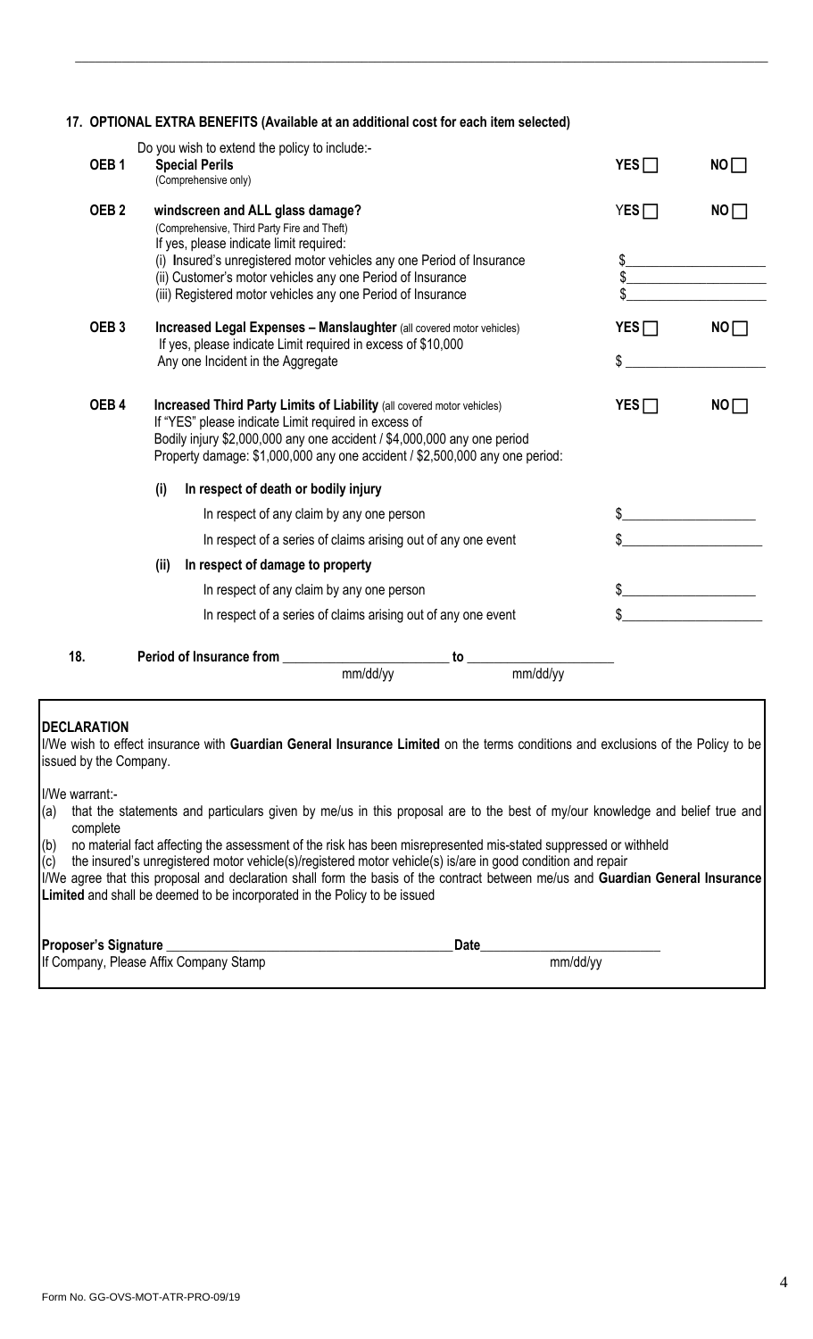## 17. OPTIONAL EXTRA BENEFITS (Available at an additional cost for each item selected)

Do you wish to extend the policy to include:-

| | | | |
|---|---|---|---|
| **OEB 1** | **Special Perils** (Comprehensive only) | **YES** ☐ | **NO** ☐ |
| **OEB 2** | **windscreen and ALL glass damage?** (Comprehensive, Third Party Fire and Theft) If yes, please indicate limit required: | YES ☐ | **NO** ☐ |
| | (i) Insured's unregistered motor vehicles any one Period of Insurance | $__________ | |
| | (ii) Customer's motor vehicles any one Period of Insurance | $__________ | |
| | (iii) Registered motor vehicles any one Period of Insurance | $__________ | |
| **OEB 3** | **Increased Legal Expenses – Manslaughter** (all covered motor vehicles) If yes, please indicate Limit required in excess of $10,000 Any one Incident in the Aggregate | **YES** ☐ $__________ | **NO** ☐ |
| **OEB 4** | **Increased Third Party Limits of Liability** (all covered motor vehicles) If "YES" please indicate Limit required in excess of Bodily injury $2,000,000 any one accident / $4,000,000 any one period Property damage: $1,000,000 any one accident / $2,500,000 any one period: | **YES** ☐ | **NO** ☐ |
| | **(i) In respect of death or bodily injury** | | |
| | In respect of any claim by any one person | $__________ | |
| | In respect of a series of claims arising out of any one event | $__________ | |
| | **(ii) In respect of damage to property** | | |
| | In respect of any claim by any one person | $__________ | |
| | In respect of a series of claims arising out of any one event | $__________ | |

## 18. Period of Insurance from ______________ to ______________

mm/dd/yy mm/dd/yy

**DECLARATION**

I/We wish to effect insurance with **Guardian General Insurance Limited** on the terms conditions and exclusions of the Policy to be issued by the Company.

I/We warrant:-

(a) that the statements and particulars given by me/us in this proposal are to the best of my/our knowledge and belief true and complete

(b) no material fact affecting the assessment of the risk has been misrepresented mis-stated suppressed or withheld

(c) the insured's unregistered motor vehicle(s)/registered motor vehicle(s) is/are in good condition and repair

I/We agree that this proposal and declaration shall form the basis of the contract between me/us and **Guardian General Insurance Limited** and shall be deemed to be incorporated in the Policy to be issued

**Proposer's Signature** ______________________________ **Date** ______________

If Company, Please Affix Company Stamp mm/dd/yy

Form No. GG-OVS-MOT-ATR-PRO-09/19